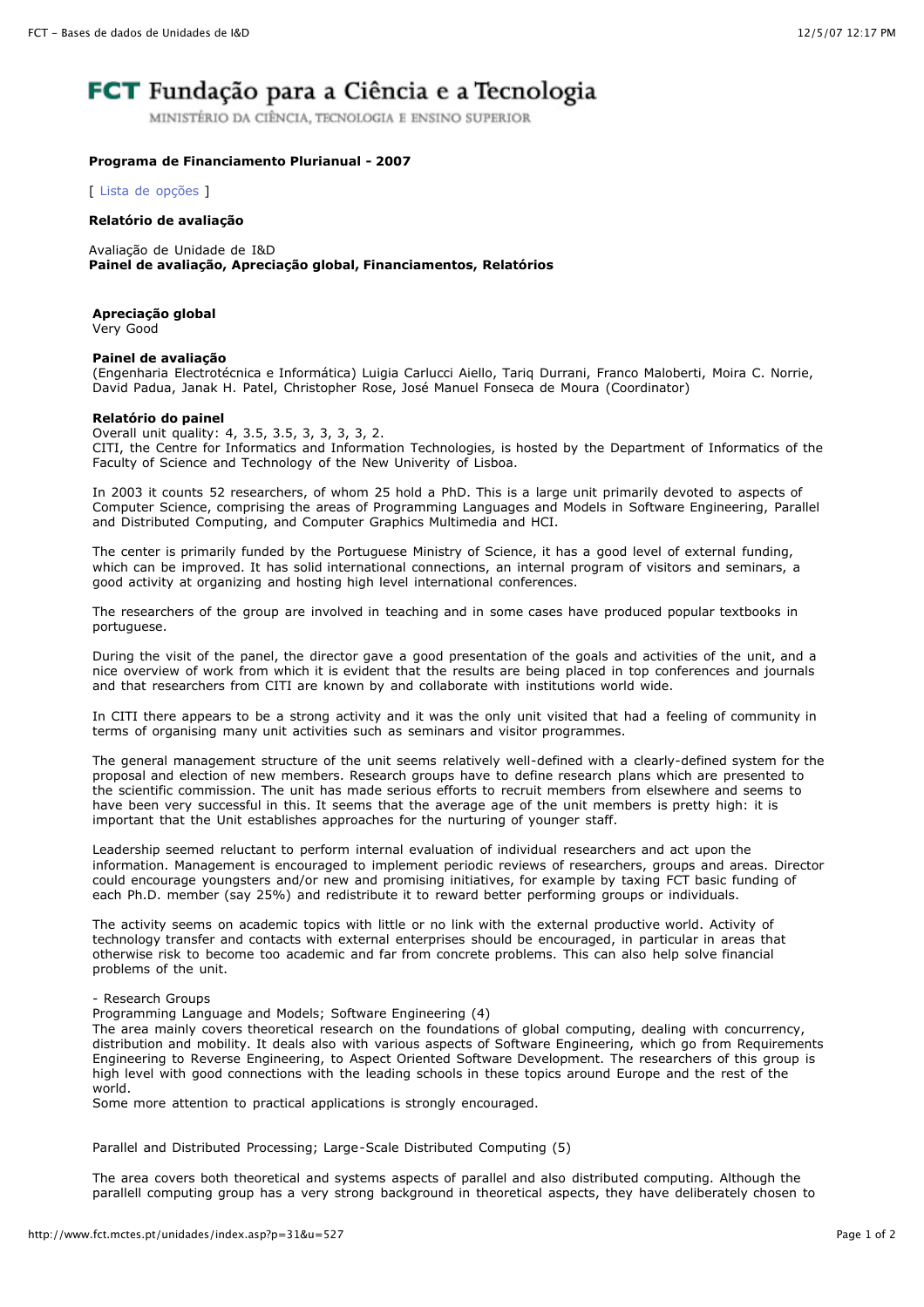**FCT Fundação para a Ciência e a Tecnologia**

MINISTÉRIO DA CIÊNCIA, TECNOLOGIA E ENSINO SUPERIOR

**Programa de Financiamento Plurianual - 2007**

[ Lista de opções ]

**Relatório de avaliação**

Avaliação de Unidade de I&D
**Painel de avaliação, Apreciação global, Financiamentos, Relatórios**

**Apreciação global**
Very Good

**Painel de avaliação**
(Engenharia Electrotécnica e Informática) Luigia Carlucci Aiello, Tariq Durrani, Franco Maloberti, Moira C. Norrie, David Padua, Janak H. Patel, Christopher Rose, José Manuel Fonseca de Moura (Coordinator)

**Relatório do painel**
Overall unit quality: 4, 3.5, 3.5, 3, 3, 3, 3, 2.
CITI, the Centre for Informatics and Information Technologies, is hosted by the Department of Informatics of the Faculty of Science and Technology of the New Univerity of Lisboa.

In 2003 it counts 52 researchers, of whom 25 hold a PhD. This is a large unit primarily devoted to aspects of Computer Science, comprising the areas of Programming Languages and Models in Software Engineering, Parallel and Distributed Computing, and Computer Graphics Multimedia and HCI.

The center is primarily funded by the Portuguese Ministry of Science, it has a good level of external funding, which can be improved. It has solid international connections, an internal program of visitors and seminars, a good activity at organizing and hosting high level international conferences.

The researchers of the group are involved in teaching and in some cases have produced popular textbooks in portuguese.

During the visit of the panel, the director gave a good presentation of the goals and activities of the unit, and a nice overview of work from which it is evident that the results are being placed in top conferences and journals and that researchers from CITI are known by and collaborate with institutions world wide.

In CITI there appears to be a strong activity and it was the only unit visited that had a feeling of community in terms of organising many unit activities such as seminars and visitor programmes.

The general management structure of the unit seems relatively well-defined with a clearly-defined system for the proposal and election of new members. Research groups have to define research plans which are presented to the scientific commission. The unit has made serious efforts to recruit members from elsewhere and seems to have been very successful in this. It seems that the average age of the unit members is pretty high: it is important that the Unit establishes approaches for the nurturing of younger staff.

Leadership seemed reluctant to perform internal evaluation of individual researchers and act upon the information. Management is encouraged to implement periodic reviews of researchers, groups and areas. Director could encourage youngsters and/or new and promising initiatives, for example by taxing FCT basic funding of each Ph.D. member (say 25%) and redistribute it to reward better performing groups or individuals.

The activity seems on academic topics with little or no link with the external productive world. Activity of technology transfer and contacts with external enterprises should be encouraged, in particular in areas that otherwise risk to become too academic and far from concrete problems. This can also help solve financial problems of the unit.

- Research Groups

Programming Language and Models; Software Engineering (4)
The area mainly covers theoretical research on the foundations of global computing, dealing with concurrency, distribution and mobility. It deals also with various aspects of Software Engineering, which go from Requirements Engineering to Reverse Engineering, to Aspect Oriented Software Development. The researchers of this group is high level with good connections with the leading schools in these topics around Europe and the rest of the world.
Some more attention to practical applications is strongly encouraged.

Parallel and Distributed Processing; Large-Scale Distributed Computing (5)

The area covers both theoretical and systems aspects of parallel and also distributed computing. Although the parallell computing group has a very strong background in theoretical aspects, they have deliberately chosen to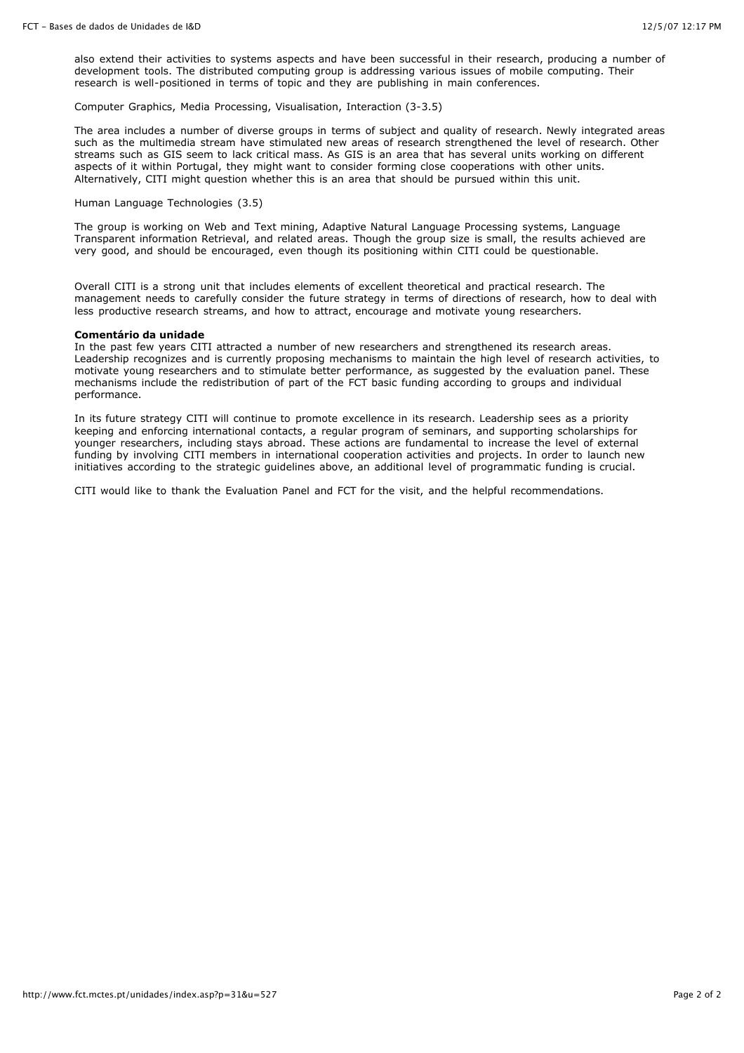also extend their activities to systems aspects and have been successful in their research, producing a number of development tools. The distributed computing group is addressing various issues of mobile computing. Their research is well-positioned in terms of topic and they are publishing in main conferences.

Computer Graphics, Media Processing, Visualisation, Interaction (3-3.5)

The area includes a number of diverse groups in terms of subject and quality of research. Newly integrated areas such as the multimedia stream have stimulated new areas of research strengthened the level of research. Other streams such as GIS seem to lack critical mass. As GIS is an area that has several units working on different aspects of it within Portugal, they might want to consider forming close cooperations with other units. Alternatively, CITI might question whether this is an area that should be pursued within this unit.

Human Language Technologies (3.5)

The group is working on Web and Text mining, Adaptive Natural Language Processing systems, Language Transparent information Retrieval, and related areas. Though the group size is small, the results achieved are very good, and should be encouraged, even though its positioning within CITI could be questionable.

Overall CITI is a strong unit that includes elements of excellent theoretical and practical research. The management needs to carefully consider the future strategy in terms of directions of research, how to deal with less productive research streams, and how to attract, encourage and motivate young researchers.

**Comentário da unidade**

In the past few years CITI attracted a number of new researchers and strengthened its research areas. Leadership recognizes and is currently proposing mechanisms to maintain the high level of research activities, to motivate young researchers and to stimulate better performance, as suggested by the evaluation panel. These mechanisms include the redistribution of part of the FCT basic funding according to groups and individual performance.

In its future strategy CITI will continue to promote excellence in its research. Leadership sees as a priority keeping and enforcing international contacts, a regular program of seminars, and supporting scholarships for younger researchers, including stays abroad. These actions are fundamental to increase the level of external funding by involving CITI members in international cooperation activities and projects. In order to launch new initiatives according to the strategic guidelines above, an additional level of programmatic funding is crucial.

CITI would like to thank the Evaluation Panel and FCT for the visit, and the helpful recommendations.